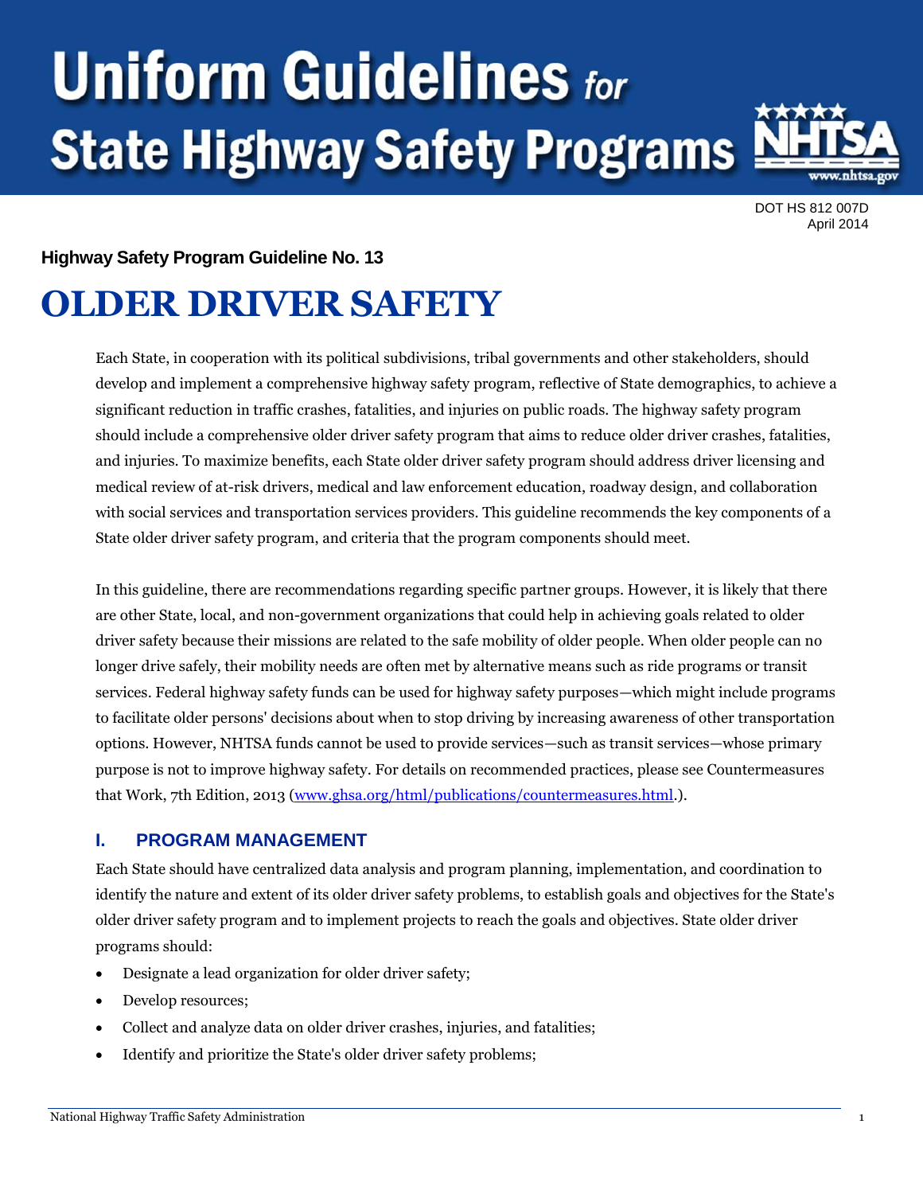# Uniform Guidelines for State Highway Safety Programs

DOT HS 812 007D
April 2014

**Highway Safety Program Guideline No. 13**

# OLDER DRIVER SAFETY

Each State, in cooperation with its political subdivisions, tribal governments and other stakeholders, should develop and implement a comprehensive highway safety program, reflective of State demographics, to achieve a significant reduction in traffic crashes, fatalities, and injuries on public roads. The highway safety program should include a comprehensive older driver safety program that aims to reduce older driver crashes, fatalities, and injuries. To maximize benefits, each State older driver safety program should address driver licensing and medical review of at-risk drivers, medical and law enforcement education, roadway design, and collaboration with social services and transportation services providers. This guideline recommends the key components of a State older driver safety program, and criteria that the program components should meet.

In this guideline, there are recommendations regarding specific partner groups. However, it is likely that there are other State, local, and non-government organizations that could help in achieving goals related to older driver safety because their missions are related to the safe mobility of older people. When older people can no longer drive safely, their mobility needs are often met by alternative means such as ride programs or transit services. Federal highway safety funds can be used for highway safety purposes—which might include programs to facilitate older persons' decisions about when to stop driving by increasing awareness of other transportation options. However, NHTSA funds cannot be used to provide services—such as transit services—whose primary purpose is not to improve highway safety. For details on recommended practices, please see Countermeasures that Work, 7th Edition, 2013 (www.ghsa.org/html/publications/countermeasures.html.).

## I. PROGRAM MANAGEMENT

Each State should have centralized data analysis and program planning, implementation, and coordination to identify the nature and extent of its older driver safety problems, to establish goals and objectives for the State's older driver safety program and to implement projects to reach the goals and objectives. State older driver programs should:

- Designate a lead organization for older driver safety;
- Develop resources;
- Collect and analyze data on older driver crashes, injuries, and fatalities;
- Identify and prioritize the State's older driver safety problems;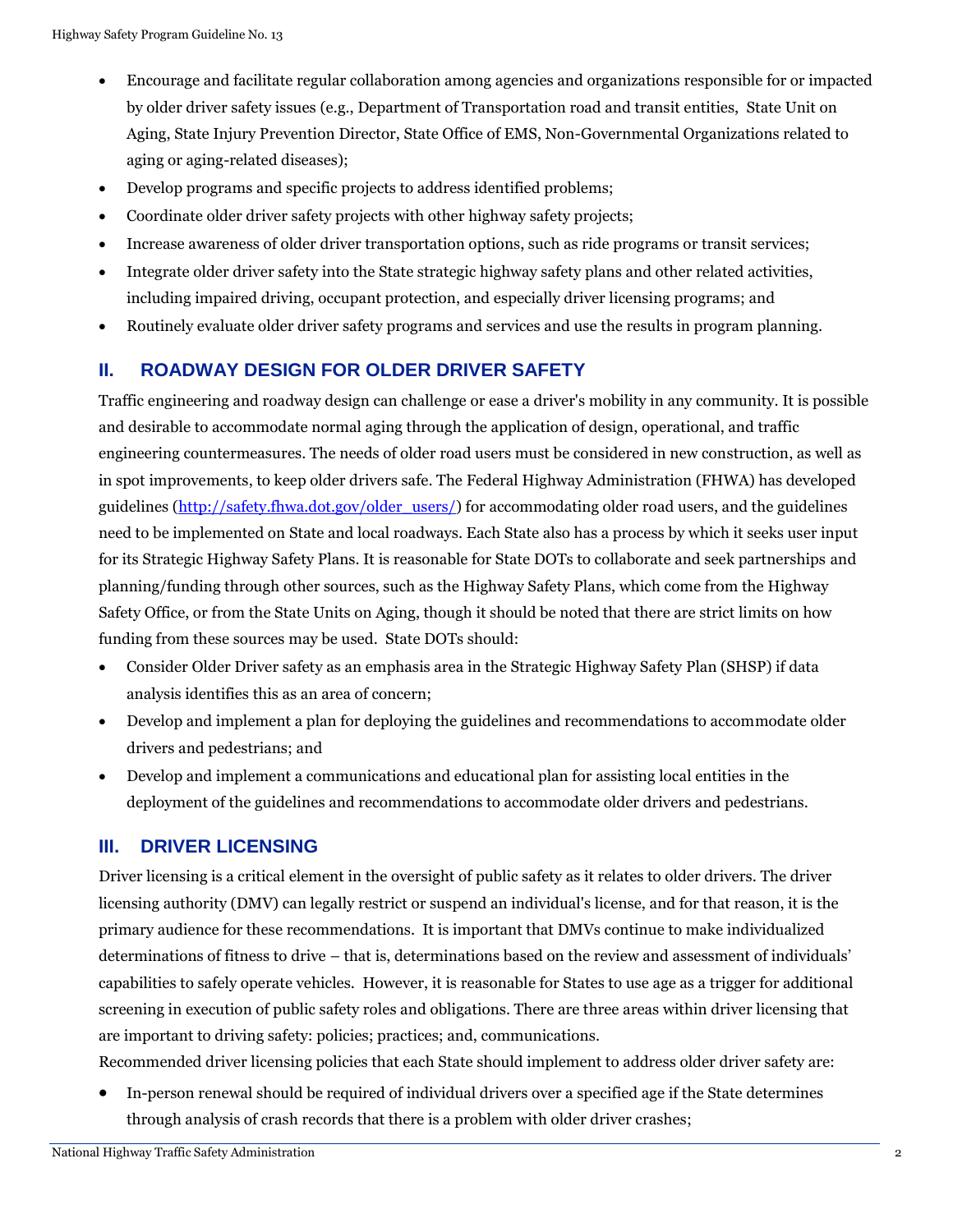- Encourage and facilitate regular collaboration among agencies and organizations responsible for or impacted by older driver safety issues (e.g., Department of Transportation road and transit entities, State Unit on Aging, State Injury Prevention Director, State Office of EMS, Non-Governmental Organizations related to aging or aging-related diseases);
- Develop programs and specific projects to address identified problems;
- Coordinate older driver safety projects with other highway safety projects;
- Increase awareness of older driver transportation options, such as ride programs or transit services;
- Integrate older driver safety into the State strategic highway safety plans and other related activities, including impaired driving, occupant protection, and especially driver licensing programs; and
- Routinely evaluate older driver safety programs and services and use the results in program planning.

## II. ROADWAY DESIGN FOR OLDER DRIVER SAFETY

Traffic engineering and roadway design can challenge or ease a driver's mobility in any community. It is possible and desirable to accommodate normal aging through the application of design, operational, and traffic engineering countermeasures. The needs of older road users must be considered in new construction, as well as in spot improvements, to keep older drivers safe. The Federal Highway Administration (FHWA) has developed guidelines (http://safety.fhwa.dot.gov/older_users/) for accommodating older road users, and the guidelines need to be implemented on State and local roadways. Each State also has a process by which it seeks user input for its Strategic Highway Safety Plans. It is reasonable for State DOTs to collaborate and seek partnerships and planning/funding through other sources, such as the Highway Safety Plans, which come from the Highway Safety Office, or from the State Units on Aging, though it should be noted that there are strict limits on how funding from these sources may be used. State DOTs should:

- Consider Older Driver safety as an emphasis area in the Strategic Highway Safety Plan (SHSP) if data analysis identifies this as an area of concern;
- Develop and implement a plan for deploying the guidelines and recommendations to accommodate older drivers and pedestrians; and
- Develop and implement a communications and educational plan for assisting local entities in the deployment of the guidelines and recommendations to accommodate older drivers and pedestrians.

## III. DRIVER LICENSING

Driver licensing is a critical element in the oversight of public safety as it relates to older drivers. The driver licensing authority (DMV) can legally restrict or suspend an individual's license, and for that reason, it is the primary audience for these recommendations. It is important that DMVs continue to make individualized determinations of fitness to drive – that is, determinations based on the review and assessment of individuals' capabilities to safely operate vehicles. However, it is reasonable for States to use age as a trigger for additional screening in execution of public safety roles and obligations. There are three areas within driver licensing that are important to driving safety: policies; practices; and, communications.

Recommended driver licensing policies that each State should implement to address older driver safety are:

- In-person renewal should be required of individual drivers over a specified age if the State determines through analysis of crash records that there is a problem with older driver crashes;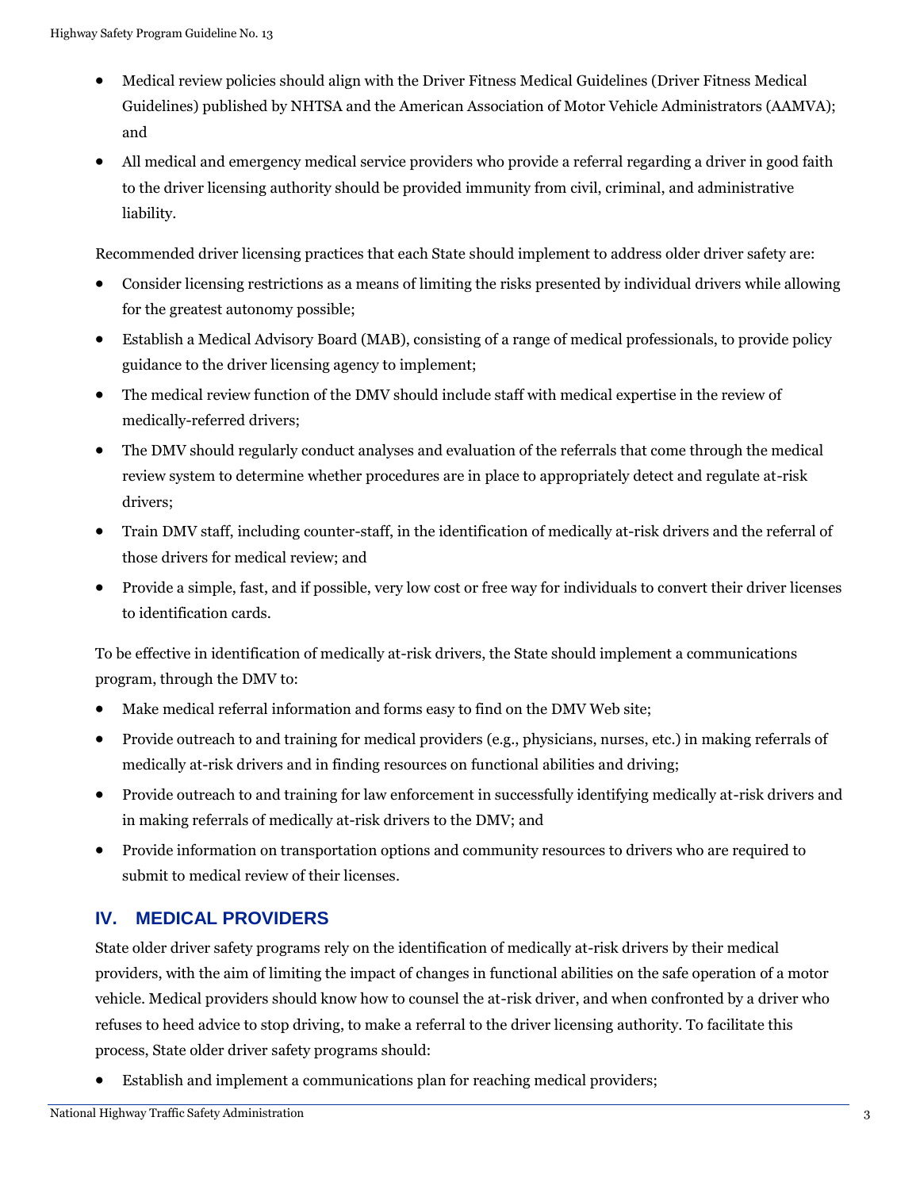- Medical review policies should align with the Driver Fitness Medical Guidelines (Driver Fitness Medical Guidelines) published by NHTSA and the American Association of Motor Vehicle Administrators (AAMVA); and
- All medical and emergency medical service providers who provide a referral regarding a driver in good faith to the driver licensing authority should be provided immunity from civil, criminal, and administrative liability.

Recommended driver licensing practices that each State should implement to address older driver safety are:

- Consider licensing restrictions as a means of limiting the risks presented by individual drivers while allowing for the greatest autonomy possible;
- Establish a Medical Advisory Board (MAB), consisting of a range of medical professionals, to provide policy guidance to the driver licensing agency to implement;
- The medical review function of the DMV should include staff with medical expertise in the review of medically-referred drivers;
- The DMV should regularly conduct analyses and evaluation of the referrals that come through the medical review system to determine whether procedures are in place to appropriately detect and regulate at-risk drivers;
- Train DMV staff, including counter-staff, in the identification of medically at-risk drivers and the referral of those drivers for medical review; and
- Provide a simple, fast, and if possible, very low cost or free way for individuals to convert their driver licenses to identification cards.

To be effective in identification of medically at-risk drivers, the State should implement a communications program, through the DMV to:

- Make medical referral information and forms easy to find on the DMV Web site;
- Provide outreach to and training for medical providers (e.g., physicians, nurses, etc.) in making referrals of medically at-risk drivers and in finding resources on functional abilities and driving;
- Provide outreach to and training for law enforcement in successfully identifying medically at-risk drivers and in making referrals of medically at-risk drivers to the DMV; and
- Provide information on transportation options and community resources to drivers who are required to submit to medical review of their licenses.

## IV. MEDICAL PROVIDERS

State older driver safety programs rely on the identification of medically at-risk drivers by their medical providers, with the aim of limiting the impact of changes in functional abilities on the safe operation of a motor vehicle. Medical providers should know how to counsel the at-risk driver, and when confronted by a driver who refuses to heed advice to stop driving, to make a referral to the driver licensing authority. To facilitate this process, State older driver safety programs should:

- Establish and implement a communications plan for reaching medical providers;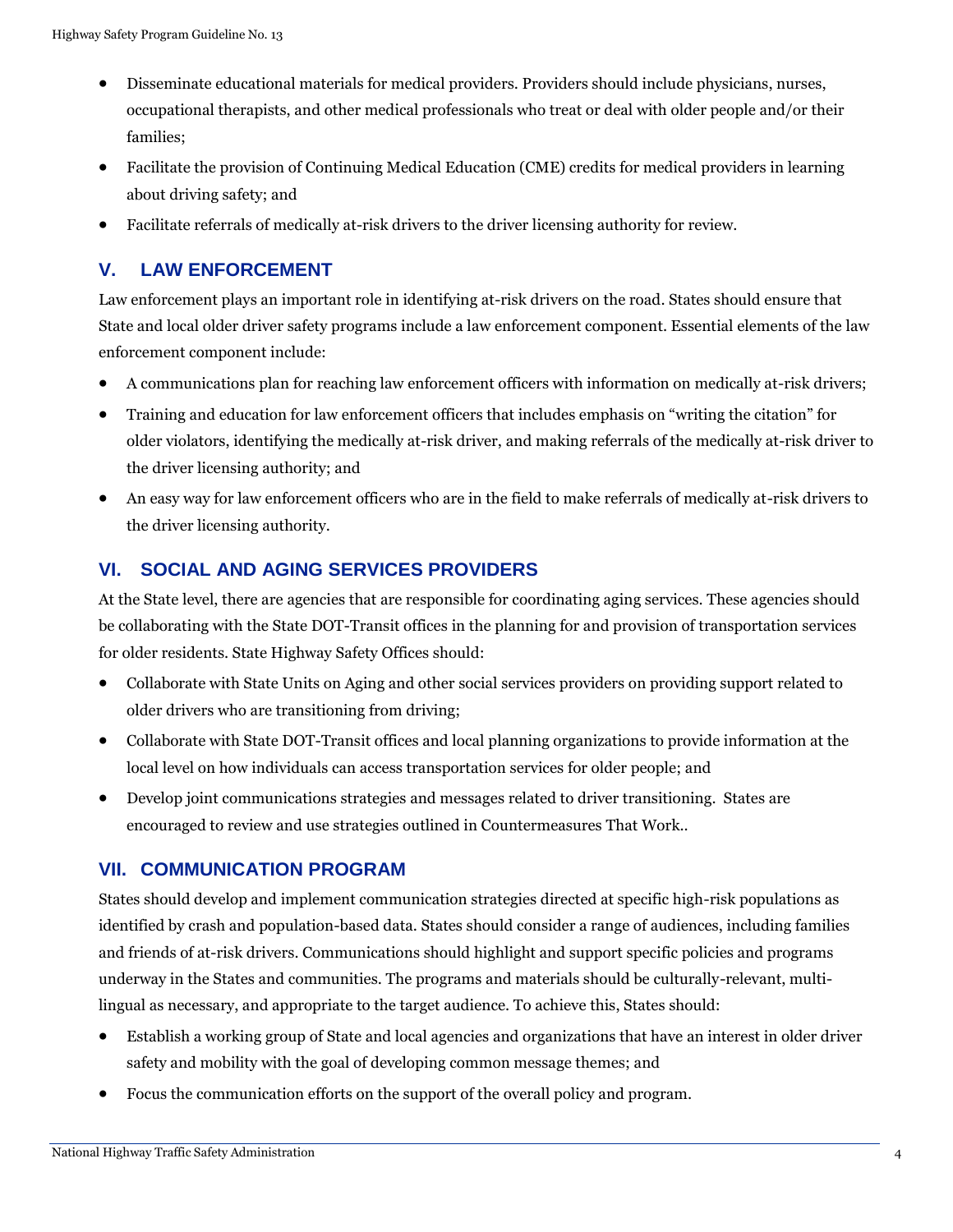- Disseminate educational materials for medical providers. Providers should include physicians, nurses, occupational therapists, and other medical professionals who treat or deal with older people and/or their families;
- Facilitate the provision of Continuing Medical Education (CME) credits for medical providers in learning about driving safety; and
- Facilitate referrals of medically at-risk drivers to the driver licensing authority for review.

## V. LAW ENFORCEMENT

Law enforcement plays an important role in identifying at-risk drivers on the road. States should ensure that State and local older driver safety programs include a law enforcement component. Essential elements of the law enforcement component include:

- A communications plan for reaching law enforcement officers with information on medically at-risk drivers;
- Training and education for law enforcement officers that includes emphasis on "writing the citation" for older violators, identifying the medically at-risk driver, and making referrals of the medically at-risk driver to the driver licensing authority; and
- An easy way for law enforcement officers who are in the field to make referrals of medically at-risk drivers to the driver licensing authority.

## VI. SOCIAL AND AGING SERVICES PROVIDERS

At the State level, there are agencies that are responsible for coordinating aging services. These agencies should be collaborating with the State DOT-Transit offices in the planning for and provision of transportation services for older residents. State Highway Safety Offices should:

- Collaborate with State Units on Aging and other social services providers on providing support related to older drivers who are transitioning from driving;
- Collaborate with State DOT-Transit offices and local planning organizations to provide information at the local level on how individuals can access transportation services for older people; and
- Develop joint communications strategies and messages related to driver transitioning. States are encouraged to review and use strategies outlined in Countermeasures That Work..

## VII. COMMUNICATION PROGRAM

States should develop and implement communication strategies directed at specific high-risk populations as identified by crash and population-based data. States should consider a range of audiences, including families and friends of at-risk drivers. Communications should highlight and support specific policies and programs underway in the States and communities. The programs and materials should be culturally-relevant, multi-lingual as necessary, and appropriate to the target audience. To achieve this, States should:

- Establish a working group of State and local agencies and organizations that have an interest in older driver safety and mobility with the goal of developing common message themes; and
- Focus the communication efforts on the support of the overall policy and program.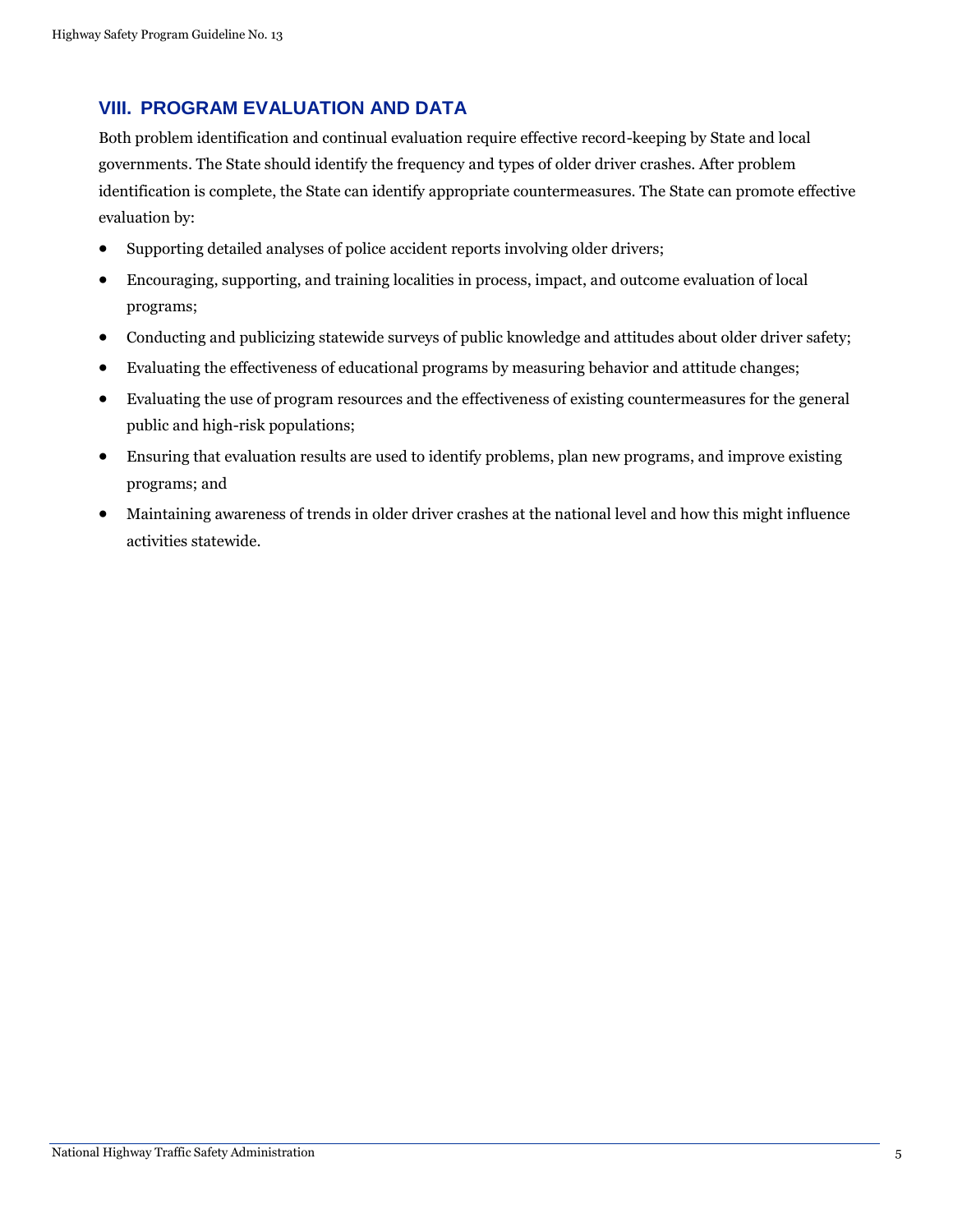## VIII. PROGRAM EVALUATION AND DATA

Both problem identification and continual evaluation require effective record-keeping by State and local governments. The State should identify the frequency and types of older driver crashes. After problem identification is complete, the State can identify appropriate countermeasures. The State can promote effective evaluation by:

- Supporting detailed analyses of police accident reports involving older drivers;
- Encouraging, supporting, and training localities in process, impact, and outcome evaluation of local programs;
- Conducting and publicizing statewide surveys of public knowledge and attitudes about older driver safety;
- Evaluating the effectiveness of educational programs by measuring behavior and attitude changes;
- Evaluating the use of program resources and the effectiveness of existing countermeasures for the general public and high-risk populations;
- Ensuring that evaluation results are used to identify problems, plan new programs, and improve existing programs; and
- Maintaining awareness of trends in older driver crashes at the national level and how this might influence activities statewide.